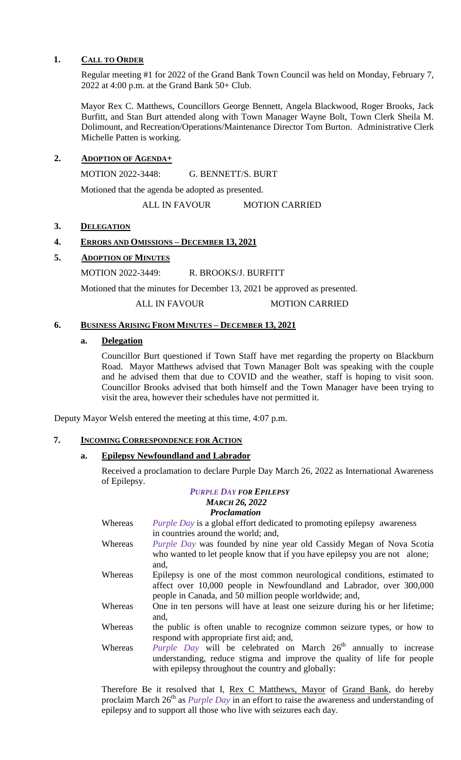## 1. CALL TO ORDER

Regular meeting #1 for 2022 of the Grand Bank Town Council was held on Monday, February 7, 2022 at 4:00 p.m. at the Grand Bank 50+ Club.

Mayor Rex C. Matthews, Councillors George Bennett, Angela Blackwood, Roger Brooks, Jack Burfitt, and Stan Burt attended along with Town Manager Wayne Bolt, Town Clerk Sheila M. Dolimount, and Recreation/Operations/Maintenance Director Tom Burton. Administrative Clerk Michelle Patten is working.

## 2. ADOPTION OF AGENDA+

MOTION 2022-3448: G. BENNETT/S. BURT

Motioned that the agenda be adopted as presented.

ALL IN FAVOUR MOTION CARRIED

## 3. DELEGATION

## 4. ERRORS AND OMISSIONS – DECEMBER 13, 2021

## 5. ADOPTION OF MINUTES

MOTION 2022-3449: R. BROOKS/J. BURFITT

Motioned that the minutes for December 13, 2021 be approved as presented.

ALL IN FAVOUR MOTION CARRIED

## 6. BUSINESS ARISING FROM MINUTES – DECEMBER 13, 2021

### a. Delegation

Councillor Burt questioned if Town Staff have met regarding the property on Blackburn Road. Mayor Matthews advised that Town Manager Bolt was speaking with the couple and he advised them that due to COVID and the weather, staff is hoping to visit soon. Councillor Brooks advised that both himself and the Town Manager have been trying to visit the area, however their schedules have not permitted it.

Deputy Mayor Welsh entered the meeting at this time, 4:07 p.m.

## 7. INCOMING CORRESPONDENCE FOR ACTION

### a. Epilepsy Newfoundland and Labrador

Received a proclamation to declare Purple Day March 26, 2022 as International Awareness of Epilepsy.

***PURPLE DAY FOR EPILEPSY***
***MARCH 26, 2022***
***Proclamation***

| | |
|---|---|
| Whereas | *Purple Day* is a global effort dedicated to promoting epilepsy awareness in countries around the world; and, |
| Whereas | *Purple Day* was founded by nine year old Cassidy Megan of Nova Scotia who wanted to let people know that if you have epilepsy you are not alone; and, |
| Whereas | Epilepsy is one of the most common neurological conditions, estimated to affect over 10,000 people in Newfoundland and Labrador, over 300,000 people in Canada, and 50 million people worldwide; and, |
| Whereas | One in ten persons will have at least one seizure during his or her lifetime; and, |
| Whereas | the public is often unable to recognize common seizure types, or how to respond with appropriate first aid; and, |
| Whereas | *Purple Day* will be celebrated on March 26th annually to increase understanding, reduce stigma and improve the quality of life for people with epilepsy throughout the country and globally: |

Therefore Be it resolved that I, Rex C Matthews, Mayor of Grand Bank, do hereby proclaim March 26th as *Purple Day* in an effort to raise the awareness and understanding of epilepsy and to support all those who live with seizures each day.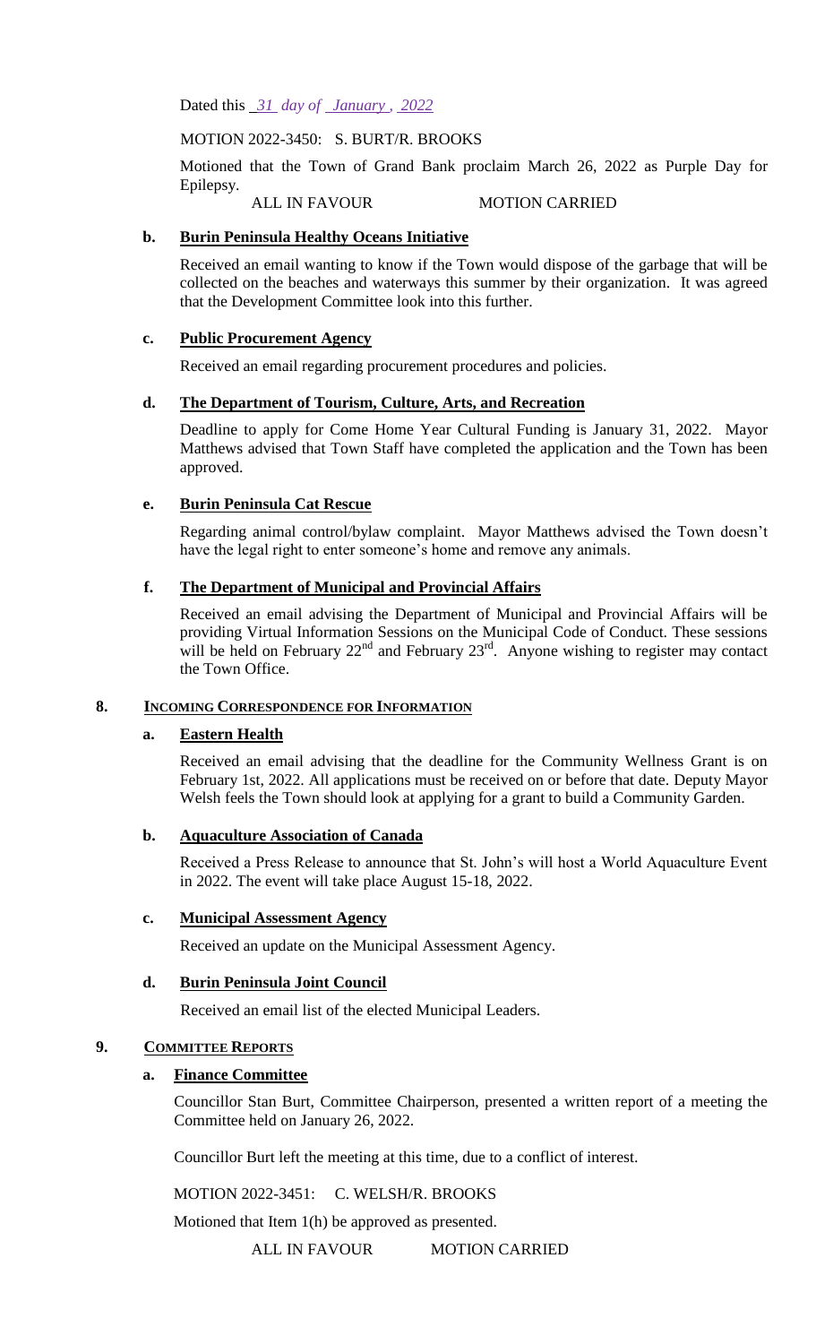Dated this *31* *day of* *January* , *2022*

MOTION 2022-3450: S. BURT/R. BROOKS

Motioned that the Town of Grand Bank proclaim March 26, 2022 as Purple Day for Epilepsy.

ALL IN FAVOUR MOTION CARRIED

**b. Burin Peninsula Healthy Oceans Initiative**

Received an email wanting to know if the Town would dispose of the garbage that will be collected on the beaches and waterways this summer by their organization. It was agreed that the Development Committee look into this further.

**c. Public Procurement Agency**

Received an email regarding procurement procedures and policies.

**d. The Department of Tourism, Culture, Arts, and Recreation**

Deadline to apply for Come Home Year Cultural Funding is January 31, 2022. Mayor Matthews advised that Town Staff have completed the application and the Town has been approved.

**e. Burin Peninsula Cat Rescue**

Regarding animal control/bylaw complaint. Mayor Matthews advised the Town doesn't have the legal right to enter someone's home and remove any animals.

**f. The Department of Municipal and Provincial Affairs**

Received an email advising the Department of Municipal and Provincial Affairs will be providing Virtual Information Sessions on the Municipal Code of Conduct. These sessions will be held on February 22nd and February 23rd. Anyone wishing to register may contact the Town Office.

## 8. INCOMING CORRESPONDENCE FOR INFORMATION

**a. Eastern Health**

Received an email advising that the deadline for the Community Wellness Grant is on February 1st, 2022. All applications must be received on or before that date. Deputy Mayor Welsh feels the Town should look at applying for a grant to build a Community Garden.

**b. Aquaculture Association of Canada**

Received a Press Release to announce that St. John's will host a World Aquaculture Event in 2022. The event will take place August 15-18, 2022.

**c. Municipal Assessment Agency**

Received an update on the Municipal Assessment Agency.

**d. Burin Peninsula Joint Council**

Received an email list of the elected Municipal Leaders.

## 9. COMMITTEE REPORTS

**a. Finance Committee**

Councillor Stan Burt, Committee Chairperson, presented a written report of a meeting the Committee held on January 26, 2022.

Councillor Burt left the meeting at this time, due to a conflict of interest.

MOTION 2022-3451: C. WELSH/R. BROOKS

Motioned that Item 1(h) be approved as presented.

ALL IN FAVOUR MOTION CARRIED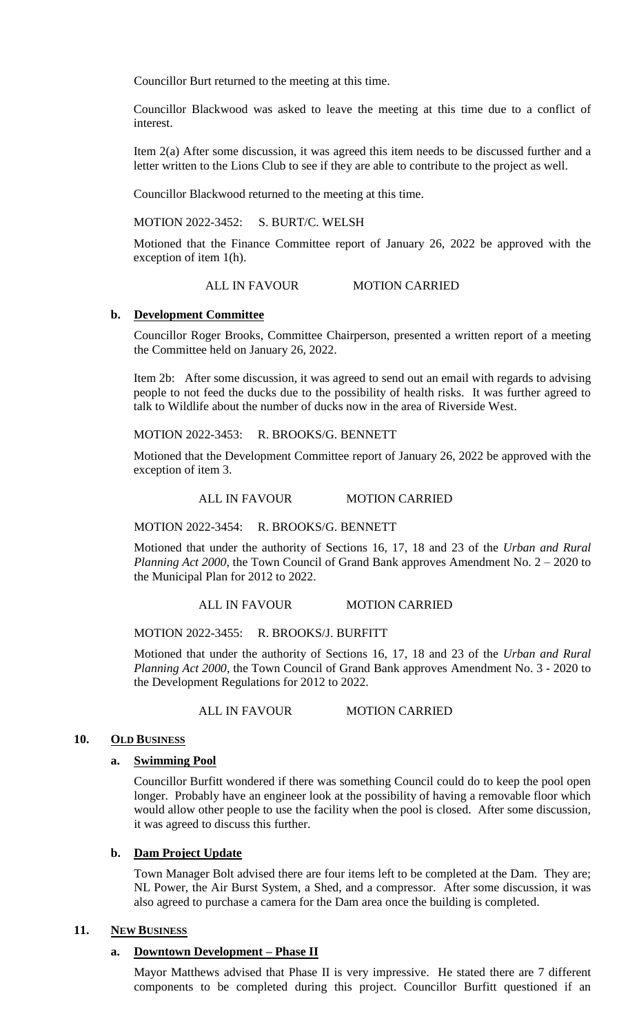Councillor Burt returned to the meeting at this time.

Councillor Blackwood was asked to leave the meeting at this time due to a conflict of interest.

Item 2(a) After some discussion, it was agreed this item needs to be discussed further and a letter written to the Lions Club to see if they are able to contribute to the project as well.

Councillor Blackwood returned to the meeting at this time.

MOTION 2022-3452: S. BURT/C. WELSH

Motioned that the Finance Committee report of January 26, 2022 be approved with the exception of item 1(h).

ALL IN FAVOUR MOTION CARRIED

### b. Development Committee

Councillor Roger Brooks, Committee Chairperson, presented a written report of a meeting the Committee held on January 26, 2022.

Item 2b: After some discussion, it was agreed to send out an email with regards to advising people to not feed the ducks due to the possibility of health risks. It was further agreed to talk to Wildlife about the number of ducks now in the area of Riverside West.

MOTION 2022-3453: R. BROOKS/G. BENNETT

Motioned that the Development Committee report of January 26, 2022 be approved with the exception of item 3.

ALL IN FAVOUR MOTION CARRIED

MOTION 2022-3454: R. BROOKS/G. BENNETT

Motioned that under the authority of Sections 16, 17, 18 and 23 of the *Urban and Rural Planning Act 2000*, the Town Council of Grand Bank approves Amendment No. 2 – 2020 to the Municipal Plan for 2012 to 2022.

ALL IN FAVOUR MOTION CARRIED

MOTION 2022-3455: R. BROOKS/J. BURFITT

Motioned that under the authority of Sections 16, 17, 18 and 23 of the *Urban and Rural Planning Act 2000*, the Town Council of Grand Bank approves Amendment No. 3 - 2020 to the Development Regulations for 2012 to 2022.

ALL IN FAVOUR MOTION CARRIED

## 10. OLD BUSINESS

### a. Swimming Pool

Councillor Burfitt wondered if there was something Council could do to keep the pool open longer. Probably have an engineer look at the possibility of having a removable floor which would allow other people to use the facility when the pool is closed. After some discussion, it was agreed to discuss this further.

### b. Dam Project Update

Town Manager Bolt advised there are four items left to be completed at the Dam. They are; NL Power, the Air Burst System, a Shed, and a compressor. After some discussion, it was also agreed to purchase a camera for the Dam area once the building is completed.

## 11. NEW BUSINESS

### a. Downtown Development – Phase II

Mayor Matthews advised that Phase II is very impressive. He stated there are 7 different components to be completed during this project. Councillor Burfitt questioned if an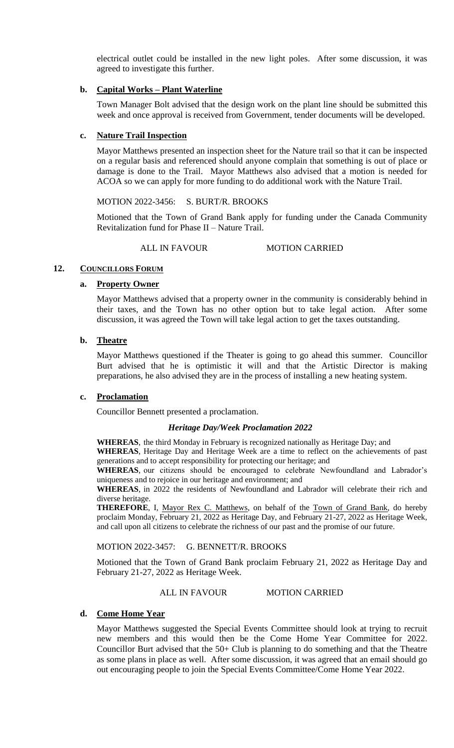electrical outlet could be installed in the new light poles. After some discussion, it was agreed to investigate this further.

**b. Capital Works – Plant Waterline**

Town Manager Bolt advised that the design work on the plant line should be submitted this week and once approval is received from Government, tender documents will be developed.

**c. Nature Trail Inspection**

Mayor Matthews presented an inspection sheet for the Nature trail so that it can be inspected on a regular basis and referenced should anyone complain that something is out of place or damage is done to the Trail. Mayor Matthews also advised that a motion is needed for ACOA so we can apply for more funding to do additional work with the Nature Trail.

MOTION 2022-3456: S. BURT/R. BROOKS

Motioned that the Town of Grand Bank apply for funding under the Canada Community Revitalization fund for Phase II – Nature Trail.

ALL IN FAVOUR MOTION CARRIED

## 12. COUNCILLORS FORUM

**a. Property Owner**

Mayor Matthews advised that a property owner in the community is considerably behind in their taxes, and the Town has no other option but to take legal action. After some discussion, it was agreed the Town will take legal action to get the taxes outstanding.

**b. Theatre**

Mayor Matthews questioned if the Theater is going to go ahead this summer. Councillor Burt advised that he is optimistic it will and that the Artistic Director is making preparations, he also advised they are in the process of installing a new heating system.

**c. Proclamation**

Councillor Bennett presented a proclamation.

***Heritage Day/Week Proclamation 2022***

**WHEREAS**, the third Monday in February is recognized nationally as Heritage Day; and
**WHEREAS**, Heritage Day and Heritage Week are a time to reflect on the achievements of past generations and to accept responsibility for protecting our heritage; and
**WHEREAS**, our citizens should be encouraged to celebrate Newfoundland and Labrador's uniqueness and to rejoice in our heritage and environment; and
**WHEREAS**, in 2022 the residents of Newfoundland and Labrador will celebrate their rich and diverse heritage.
**THEREFORE**, I, Mayor Rex C. Matthews, on behalf of the Town of Grand Bank, do hereby proclaim Monday, February 21, 2022 as Heritage Day, and February 21-27, 2022 as Heritage Week, and call upon all citizens to celebrate the richness of our past and the promise of our future.

MOTION 2022-3457: G. BENNETT/R. BROOKS

Motioned that the Town of Grand Bank proclaim February 21, 2022 as Heritage Day and February 21-27, 2022 as Heritage Week.

ALL IN FAVOUR MOTION CARRIED

**d. Come Home Year**

Mayor Matthews suggested the Special Events Committee should look at trying to recruit new members and this would then be the Come Home Year Committee for 2022. Councillor Burt advised that the 50+ Club is planning to do something and that the Theatre as some plans in place as well. After some discussion, it was agreed that an email should go out encouraging people to join the Special Events Committee/Come Home Year 2022.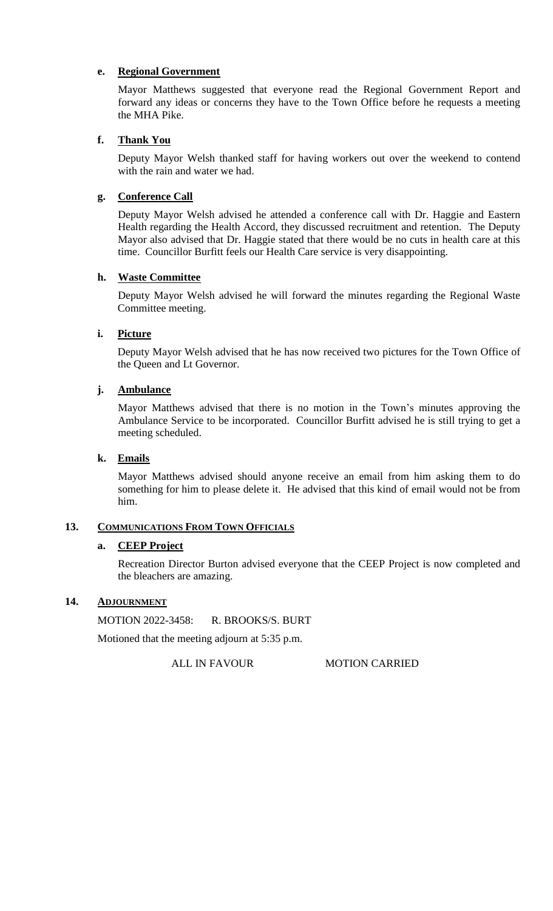### e. Regional Government

Mayor Matthews suggested that everyone read the Regional Government Report and forward any ideas or concerns they have to the Town Office before he requests a meeting the MHA Pike.

### f. Thank You

Deputy Mayor Welsh thanked staff for having workers out over the weekend to contend with the rain and water we had.

### g. Conference Call

Deputy Mayor Welsh advised he attended a conference call with Dr. Haggie and Eastern Health regarding the Health Accord, they discussed recruitment and retention. The Deputy Mayor also advised that Dr. Haggie stated that there would be no cuts in health care at this time. Councillor Burfitt feels our Health Care service is very disappointing.

### h. Waste Committee

Deputy Mayor Welsh advised he will forward the minutes regarding the Regional Waste Committee meeting.

### i. Picture

Deputy Mayor Welsh advised that he has now received two pictures for the Town Office of the Queen and Lt Governor.

### j. Ambulance

Mayor Matthews advised that there is no motion in the Town's minutes approving the Ambulance Service to be incorporated. Councillor Burfitt advised he is still trying to get a meeting scheduled.

### k. Emails

Mayor Matthews advised should anyone receive an email from him asking them to do something for him to please delete it. He advised that this kind of email would not be from him.

## 13. COMMUNICATIONS FROM TOWN OFFICIALS

### a. CEEP Project

Recreation Director Burton advised everyone that the CEEP Project is now completed and the bleachers are amazing.

## 14. ADJOURNMENT

MOTION 2022-3458: R. BROOKS/S. BURT

Motioned that the meeting adjourn at 5:35 p.m.

ALL IN FAVOUR MOTION CARRIED